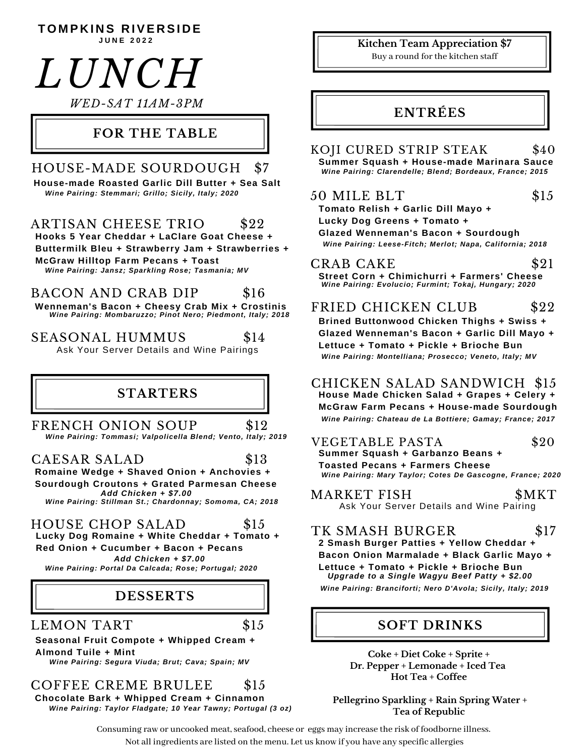**TOMPKINS RIVERSIDE**

**JUNE 2022**

# LUNCH

*WED-SAT 11AM-3PM*

## FOR THE TABLE

### HOUSE-MADE SOURDOUGH $7

**House-made Roasted Garlic Dill Butter + Sea Salt**

*Wine Pairing: Stemmari; Grillo; Sicily, Italy; 2020*

### ARTISAN CHEESE TRIO $22

**Hooks 5 Year Cheddar + LaClare Goat Cheese + Buttermilk Bleu + Strawberry Jam + Strawberries + McGraw Hilltop Farm Pecans + Toast**

*Wine Pairing: Jansz; Sparkling Rose; Tasmania; MV*

### BACON AND CRAB DIP $16

**Wenneman's Bacon + Cheesy Crab Mix + Crostinis**

*Wine Pairing: Mombaruzzo; Pinot Nero; Piedmont, Italy; 2018*

### SEASONAL HUMMUS $14

Ask Your Server Details and Wine Pairings

## STARTERS

### FRENCH ONION SOUP $12

*Wine Pairing: Tommasi; Valpolicella Blend; Vento, Italy; 2019*

### CAESAR SALAD $13

**Romaine Wedge + Shaved Onion + Anchovies + Sourdough Croutons + Grated Parmesan Cheese**

*Add Chicken + $7.00*

*Wine Pairing: Stillman St.; Chardonnay; Somoma, CA; 2018*

### HOUSE CHOP SALAD $15

**Lucky Dog Romaine + White Cheddar + Tomato + Red Onion + Cucumber + Bacon + Pecans**

*Add Chicken + $7.00*

*Wine Pairing: Portal Da Calcada; Rose; Portugal; 2020*

## DESSERTS

### LEMON TART $15

**Seasonal Fruit Compote + Whipped Cream + Almond Tuile + Mint**

*Wine Pairing: Segura Viuda; Brut; Cava; Spain; MV*

### COFFEE CREME BRULEE $15

**Chocolate Bark + Whipped Cream + Cinnamon**

*Wine Pairing: Taylor Fladgate; 10 Year Tawny; Portugal (3 oz)*

**Kitchen Team Appreciation $7**

Buy a round for the kitchen staff

## ENTRÉES

### KOJI CURED STRIP STEAK $40

**Summer Squash + House-made Marinara Sauce**

*Wine Pairing: Clarendelle; Blend; Bordeaux, France; 2015*

### 50 MILE BLT $15

**Tomato Relish + Garlic Dill Mayo + Lucky Dog Greens + Tomato + Glazed Wenneman's Bacon + Sourdough**

*Wine Pairing: Leese-Fitch; Merlot; Napa, California; 2018*

### CRAB CAKE $21

**Street Corn + Chimichurri + Farmers' Cheese**

*Wine Pairing: Evolucio; Furmint; Tokaj, Hungary; 2020*

### FRIED CHICKEN CLUB $22

**Brined Buttonwood Chicken Thighs + Swiss + Glazed Wenneman's Bacon + Garlic Dill Mayo + Lettuce + Tomato + Pickle + Brioche Bun**

*Wine Pairing: Montelliana; Prosecco; Veneto, Italy; MV*

### CHICKEN SALAD SANDWICH $15

**House Made Chicken Salad + Grapes + Celery + McGraw Farm Pecans + House-made Sourdough**

*Wine Pairing: Chateau de La Bottiere; Gamay; France; 2017*

### VEGETABLE PASTA $20

**Summer Squash + Garbanzo Beans + Toasted Pecans + Farmers Cheese**

*Wine Pairing: Mary Taylor; Cotes De Gascogne, France; 2020*

### MARKET FISH $MKT

Ask Your Server Details and Wine Pairing

### TK SMASH BURGER $17

**2 Smash Burger Patties + Yellow Cheddar + Bacon Onion Marmalade + Black Garlic Mayo + Lettuce + Tomato + Pickle + Brioche Bun**

*Upgrade to a Single Wagyu Beef Patty + $2.00*

*Wine Pairing: Branciforti; Nero D'Avola; Sicily, Italy; 2019*

## SOFT DRINKS

**Coke + Diet Coke + Sprite + Dr. Pepper + Lemonade + Iced Tea Hot Tea + Coffee**

**Pellegrino Sparkling + Rain Spring Water + Tea of Republic**

Consuming raw or uncooked meat, seafood, cheese or eggs may increase the risk of foodborne illness.

Not all ingredients are listed on the menu. Let us know if you have any specific allergies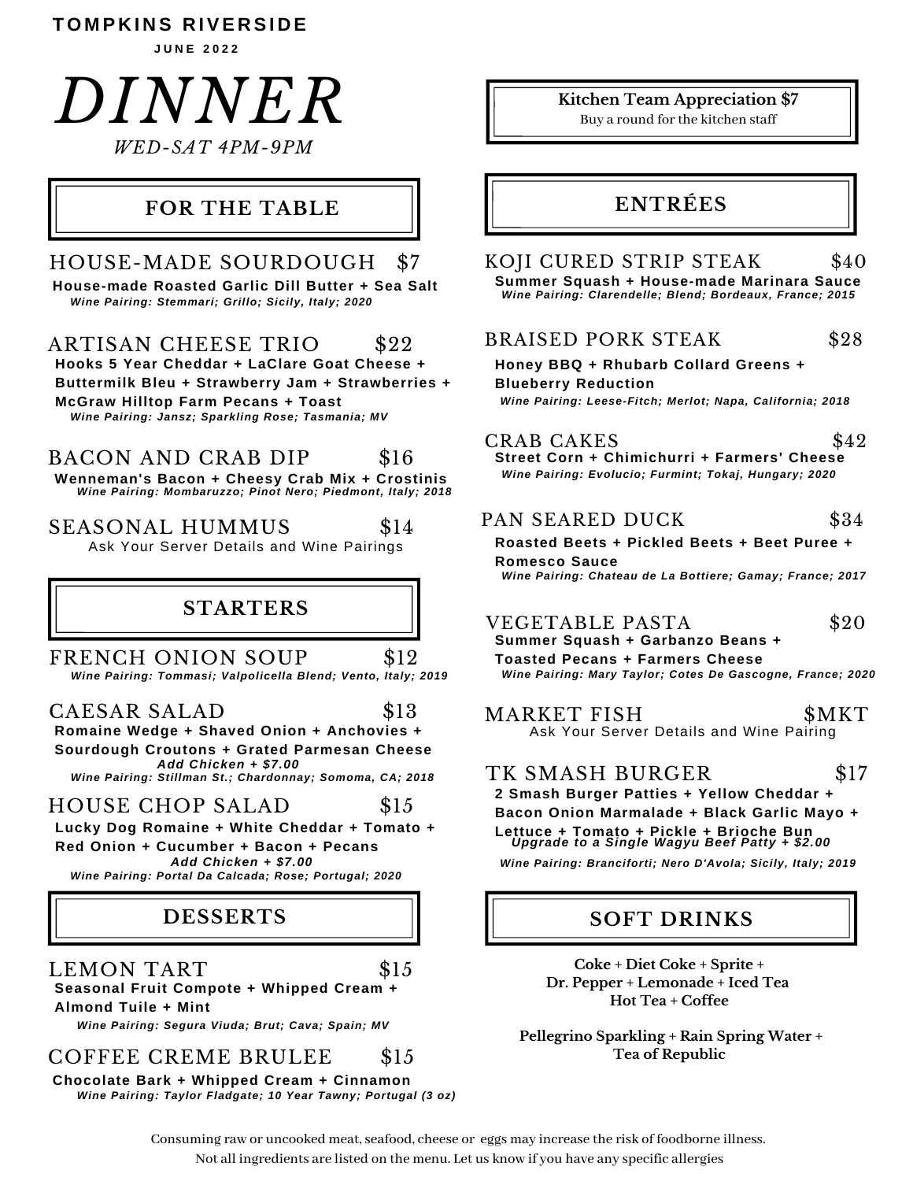**TOMPKINS RIVERSIDE**

**JUNE 2022**

# DINNER

*WED-SAT 4PM-9PM*

## FOR THE TABLE

### HOUSE-MADE SOURDOUGH $7

**House-made Roasted Garlic Dill Butter + Sea Salt**

*Wine Pairing: Stemmari; Grillo; Sicily, Italy; 2020*

### ARTISAN CHEESE TRIO $22

**Hooks 5 Year Cheddar + LaClare Goat Cheese + Buttermilk Bleu + Strawberry Jam + Strawberries + McGraw Hilltop Farm Pecans + Toast**

*Wine Pairing: Jansz; Sparkling Rose; Tasmania; MV*

### BACON AND CRAB DIP $16

**Wenneman's Bacon + Cheesy Crab Mix + Crostinis**

*Wine Pairing: Mombaruzzo; Pinot Nero; Piedmont, Italy; 2018*

### SEASONAL HUMMUS $14

Ask Your Server Details and Wine Pairings

## STARTERS

### FRENCH ONION SOUP $12

*Wine Pairing: Tommasi; Valpolicella Blend; Vento, Italy; 2019*

### CAESAR SALAD $13

**Romaine Wedge + Shaved Onion + Anchovies + Sourdough Croutons + Grated Parmesan Cheese**

*Add Chicken + $7.00*

*Wine Pairing: Stillman St.; Chardonnay; Somoma, CA; 2018*

### HOUSE CHOP SALAD $15

**Lucky Dog Romaine + White Cheddar + Tomato + Red Onion + Cucumber + Bacon + Pecans**

*Add Chicken + $7.00*

*Wine Pairing: Portal Da Calcada; Rose; Portugal; 2020*

## DESSERTS

### LEMON TART $15

**Seasonal Fruit Compote + Whipped Cream + Almond Tuile + Mint**

*Wine Pairing: Segura Viuda; Brut; Cava; Spain; MV*

### COFFEE CREME BRULEE $15

**Chocolate Bark + Whipped Cream + Cinnamon**

*Wine Pairing: Taylor Fladgate; 10 Year Tawny; Portugal (3 oz)*

**Kitchen Team Appreciation $7**

Buy a round for the kitchen staff

## ENTRÉES

### KOJI CURED STRIP STEAK $40

**Summer Squash + House-made Marinara Sauce**

*Wine Pairing: Clarendelle; Blend; Bordeaux, France; 2015*

### BRAISED PORK STEAK $28

**Honey BBQ + Rhubarb Collard Greens + Blueberry Reduction**

*Wine Pairing: Leese-Fitch; Merlot; Napa, California; 2018*

### CRAB CAKES $42

**Street Corn + Chimichurri + Farmers' Cheese**

*Wine Pairing: Evolucio; Furmint; Tokaj, Hungary; 2020*

### PAN SEARED DUCK $34

**Roasted Beets + Pickled Beets + Beet Puree + Romesco Sauce**

*Wine Pairing: Chateau de La Bottiere; Gamay; France; 2017*

### VEGETABLE PASTA $20

**Summer Squash + Garbanzo Beans + Toasted Pecans + Farmers Cheese**

*Wine Pairing: Mary Taylor; Cotes De Gascogne, France; 2020*

### MARKET FISH $MKT

Ask Your Server Details and Wine Pairing

### TK SMASH BURGER $17

**2 Smash Burger Patties + Yellow Cheddar + Bacon Onion Marmalade + Black Garlic Mayo + Lettuce + Tomato + Pickle + Brioche Bun**

*Upgrade to a Single Wagyu Beef Patty + $2.00*

*Wine Pairing: Branciforti; Nero D'Avola; Sicily, Italy; 2019*

## SOFT DRINKS

**Coke + Diet Coke + Sprite + Dr. Pepper + Lemonade + Iced Tea Hot Tea + Coffee**

**Pellegrino Sparkling + Rain Spring Water + Tea of Republic**

Consuming raw or uncooked meat, seafood, cheese or eggs may increase the risk of foodborne illness.
Not all ingredients are listed on the menu. Let us know if you have any specific allergies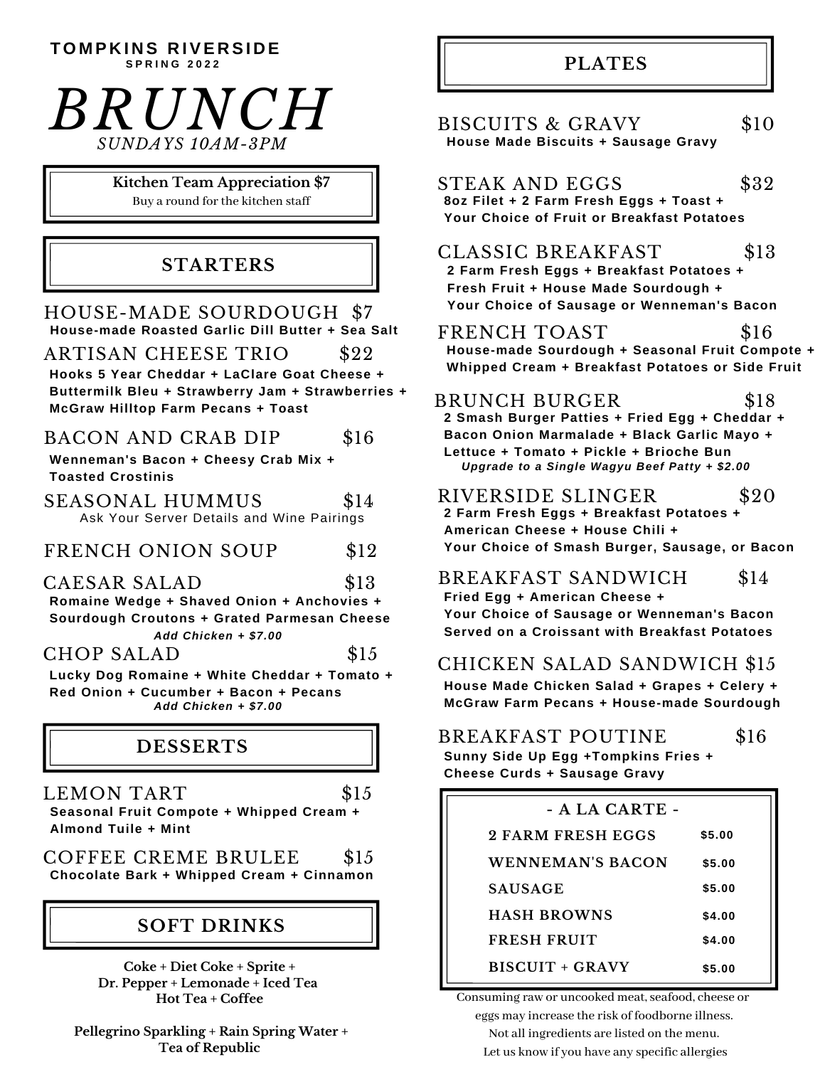**TOMPKINS RIVERSIDE**
SPRING 2022

# BRUNCH

*SUNDAYS 10AM-3PM*

**Kitchen Team Appreciation $7**
Buy a round for the kitchen staff

## STARTERS

### HOUSE-MADE SOURDOUGH $7
**House-made Roasted Garlic Dill Butter + Sea Salt**

### ARTISAN CHEESE TRIO $22
**Hooks 5 Year Cheddar + LaClare Goat Cheese + Buttermilk Bleu + Strawberry Jam + Strawberries + McGraw Hilltop Farm Pecans + Toast**

### BACON AND CRAB DIP $16
**Wenneman's Bacon + Cheesy Crab Mix + Toasted Crostinis**

### SEASONAL HUMMUS $14
Ask Your Server Details and Wine Pairings

### FRENCH ONION SOUP $12

### CAESAR SALAD $13
**Romaine Wedge + Shaved Onion + Anchovies + Sourdough Croutons + Grated Parmesan Cheese**
*Add Chicken + $7.00*

### CHOP SALAD $15
**Lucky Dog Romaine + White Cheddar + Tomato + Red Onion + Cucumber + Bacon + Pecans**
*Add Chicken + $7.00*

## DESSERTS

### LEMON TART $15
**Seasonal Fruit Compote + Whipped Cream + Almond Tuile + Mint**

### COFFEE CREME BRULEE $15
**Chocolate Bark + Whipped Cream + Cinnamon**

## SOFT DRINKS

**Coke + Diet Coke + Sprite + Dr. Pepper + Lemonade + Iced Tea Hot Tea + Coffee**

**Pellegrino Sparkling + Rain Spring Water + Tea of Republic**

## PLATES

### BISCUITS & GRAVY $10
**House Made Biscuits + Sausage Gravy**

### STEAK AND EGGS $32
**8oz Filet + 2 Farm Fresh Eggs + Toast + Your Choice of Fruit or Breakfast Potatoes**

### CLASSIC BREAKFAST $13
**2 Farm Fresh Eggs + Breakfast Potatoes + Fresh Fruit + House Made Sourdough + Your Choice of Sausage or Wenneman's Bacon**

### FRENCH TOAST $16
**House-made Sourdough + Seasonal Fruit Compote + Whipped Cream + Breakfast Potatoes or Side Fruit**

### BRUNCH BURGER $18
**2 Smash Burger Patties + Fried Egg + Cheddar + Bacon Onion Marmalade + Black Garlic Mayo + Lettuce + Tomato + Pickle + Brioche Bun**
*Upgrade to a Single Wagyu Beef Patty + $2.00*

### RIVERSIDE SLINGER $20
**2 Farm Fresh Eggs + Breakfast Potatoes + American Cheese + House Chili + Your Choice of Smash Burger, Sausage, or Bacon**

### BREAKFAST SANDWICH $14
**Fried Egg + American Cheese + Your Choice of Sausage or Wenneman's Bacon Served on a Croissant with Breakfast Potatoes**

### CHICKEN SALAD SANDWICH $15
**House Made Chicken Salad + Grapes + Celery + McGraw Farm Pecans + House-made Sourdough**

### BREAKFAST POUTINE $16
**Sunny Side Up Egg +Tompkins Fries + Cheese Curds + Sausage Gravy**

## - A LA CARTE -

| | |
|---|---|
| 2 FARM FRESH EGGS | $5.00 |
| WENNEMAN'S BACON | $5.00 |
| SAUSAGE | $5.00 |
| HASH BROWNS | $4.00 |
| FRESH FRUIT | $4.00 |
| BISCUIT + GRAVY | $5.00 |

Consuming raw or uncooked meat, seafood, cheese or eggs may increase the risk of foodborne illness.
Not all ingredients are listed on the menu.
Let us know if you have any specific allergies